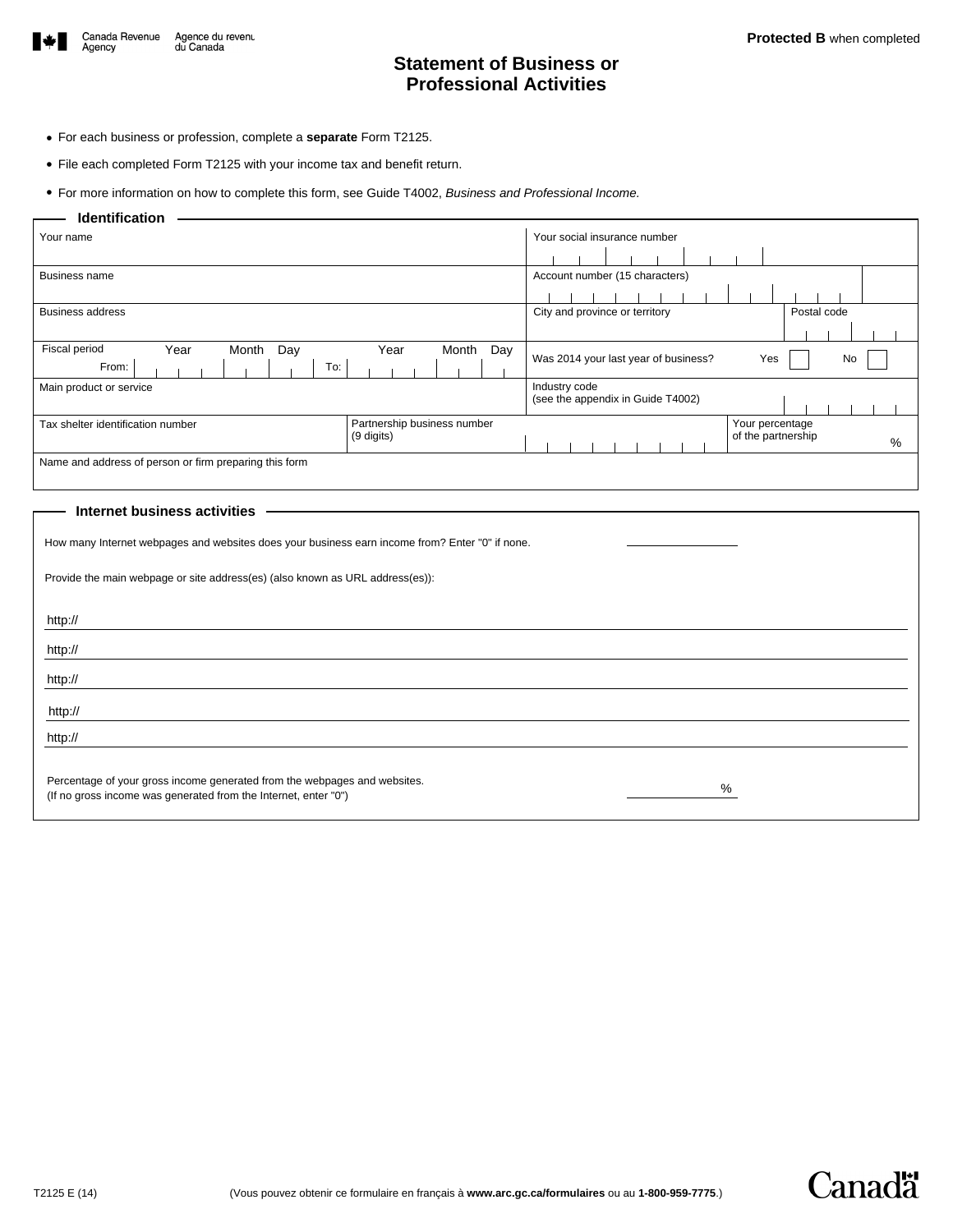Canada Revenue Agency / Agence du revenu du Canada

**Protected B** when completed

# Statement of Business or Professional Activities

- For each business or profession, complete a **separate** Form T2125.
- File each completed Form T2125 with your income tax and benefit return.
- For more information on how to complete this form, see Guide T4002, *Business and Professional Income.*

## Identification

| | | | |
|---|---|---|---|
| Your name | | Your social insurance number | |
| Business name | | Account number (15 characters) | |
| Business address | | City and province or territory | Postal code |
| Fiscal period — From: Year Month Day — To: Year Month Day | | Was 2014 your last year of business? Yes ☐ No ☐ | |
| Main product or service | | Industry code (see the appendix in Guide T4002) | |
| Tax shelter identification number | Partnership business number (9 digits) | | Your percentage of the partnership % |
| Name and address of person or firm preparing this form | | | |

## Internet business activities

How many Internet webpages and websites does your business earn income from? Enter "0" if none. \_\_\_\_\_\_\_\_\_\_

Provide the main webpage or site address(es) (also known as URL address(es)):

http://

http://

http://

http://

http://

Percentage of your gross income generated from the webpages and websites.
(If no gross income was generated from the Internet, enter "0") \_\_\_\_\_\_\_\_\_\_ %

T2125 E (14)

(Vous pouvez obtenir ce formulaire en français à **www.arc.gc.ca/formulaires** ou au **1-800-959-7775**.)

Canada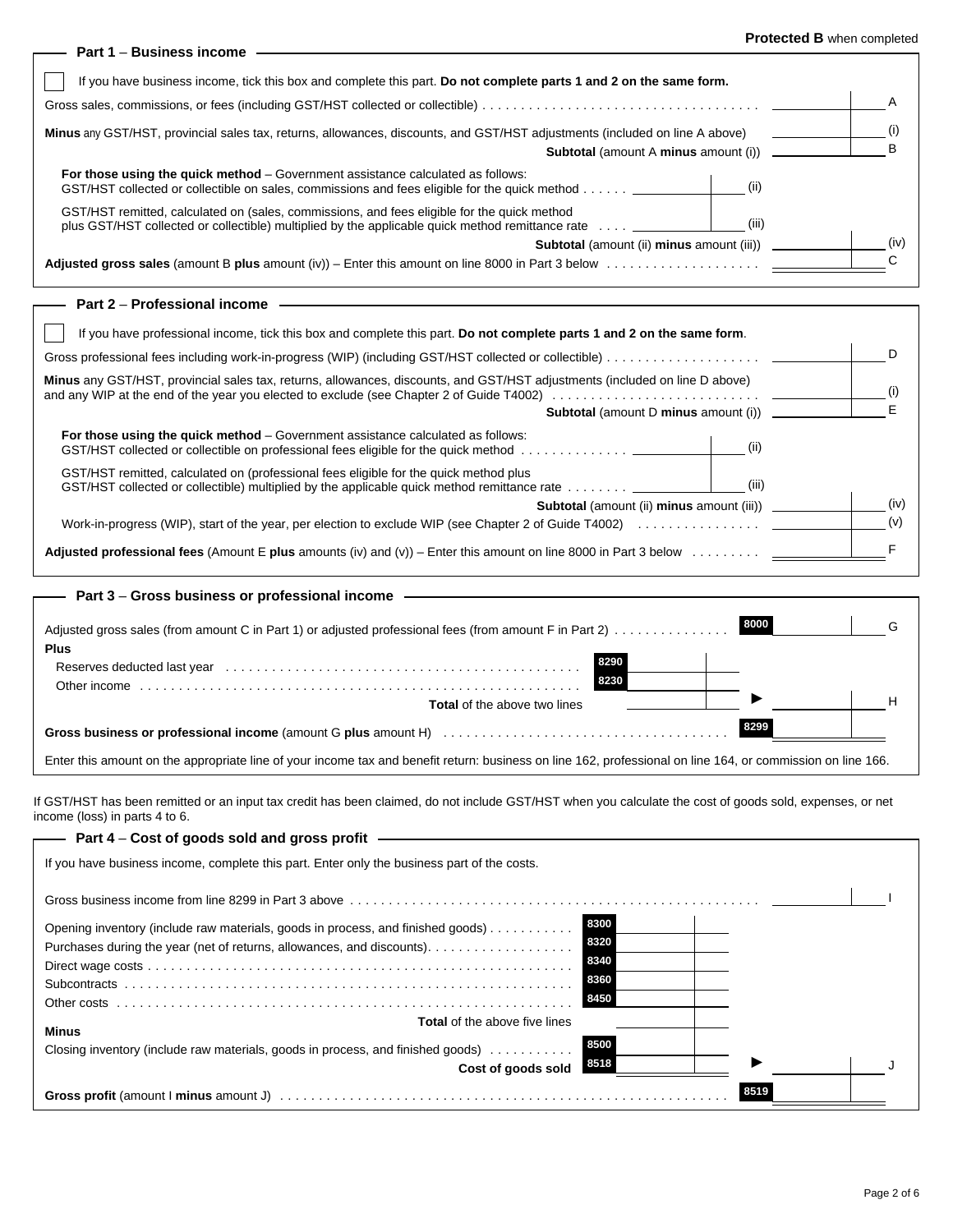**Protected B** when completed

## Part 1 – Business income

☐ If you have business income, tick this box and complete this part. **Do not complete parts 1 and 2 on the same form.**

| | | |
|---|---|---|
| Gross sales, commissions, or fees (including GST/HST collected or collectible) | | A |
| **Minus** any GST/HST, provincial sales tax, returns, allowances, discounts, and GST/HST adjustments (included on line A above) | | (i) |
| **Subtotal** (amount A **minus** amount (i)) | | B |
| **For those using the quick method** – Government assistance calculated as follows: GST/HST collected or collectible on sales, commissions and fees eligible for the quick method | | (ii) |
| GST/HST remitted, calculated on (sales, commissions, and fees eligible for the quick method plus GST/HST collected or collectible) multiplied by the applicable quick method remittance rate | | (iii) |
| **Subtotal** (amount (ii) **minus** amount (iii)) | | (iv) |
| **Adjusted gross sales** (amount B **plus** amount (iv)) – Enter this amount on line 8000 in Part 3 below | | C |

## Part 2 – Professional income

☐ If you have professional income, tick this box and complete this part. **Do not complete parts 1 and 2 on the same form**.

| | | |
|---|---|---|
| Gross professional fees including work-in-progress (WIP) (including GST/HST collected or collectible) | | D |
| **Minus** any GST/HST, provincial sales tax, returns, allowances, discounts, and GST/HST adjustments (included on line D above) and any WIP at the end of the year you elected to exclude (see Chapter 2 of Guide T4002) | | (i) |
| **Subtotal** (amount D **minus** amount (i)) | | E |
| **For those using the quick method** – Government assistance calculated as follows: GST/HST collected or collectible on professional fees eligible for the quick method | | (ii) |
| GST/HST remitted, calculated on (professional fees eligible for the quick method plus GST/HST collected or collectible) multiplied by the applicable quick method remittance rate | | (iii) |
| **Subtotal** (amount (ii) **minus** amount (iii)) | | (iv) |
| Work-in-progress (WIP), start of the year, per election to exclude WIP (see Chapter 2 of Guide T4002) | | (v) |
| **Adjusted professional fees** (Amount E **plus** amounts (iv) and (v)) – Enter this amount on line 8000 in Part 3 below | | F |

## Part 3 – Gross business or professional income

| | Line | | |
|---|---|---|---|
| Adjusted gross sales (from amount C in Part 1) or adjusted professional fees (from amount F in Part 2) | 8000 | | G |
| **Plus** | | | |
| Reserves deducted last year | 8290 | | |
| Other income | 8230 | | |
| **Total** of the above two lines | ► | | H |
| **Gross business or professional income** (amount G **plus** amount H) | 8299 | | |

Enter this amount on the appropriate line of your income tax and benefit return: business on line 162, professional on line 164, or commission on line 166.

If GST/HST has been remitted or an input tax credit has been claimed, do not include GST/HST when you calculate the cost of goods sold, expenses, or net income (loss) in parts 4 to 6.

## Part 4 – Cost of goods sold and gross profit

If you have business income, complete this part. Enter only the business part of the costs.

| | Line | | |
|---|---|---|---|
| Gross business income from line 8299 in Part 3 above | | | I |
| Opening inventory (include raw materials, goods in process, and finished goods) | 8300 | | |
| Purchases during the year (net of returns, allowances, and discounts) | 8320 | | |
| Direct wage costs | 8340 | | |
| Subcontracts | 8360 | | |
| Other costs | 8450 | | |
| **Total** of the above five lines | | | |
| **Minus** | | | |
| Closing inventory (include raw materials, goods in process, and finished goods) | 8500 | | |
| **Cost of goods sold** | 8518 | ► | J |
| **Gross profit** (amount I **minus** amount J) | 8519 | | |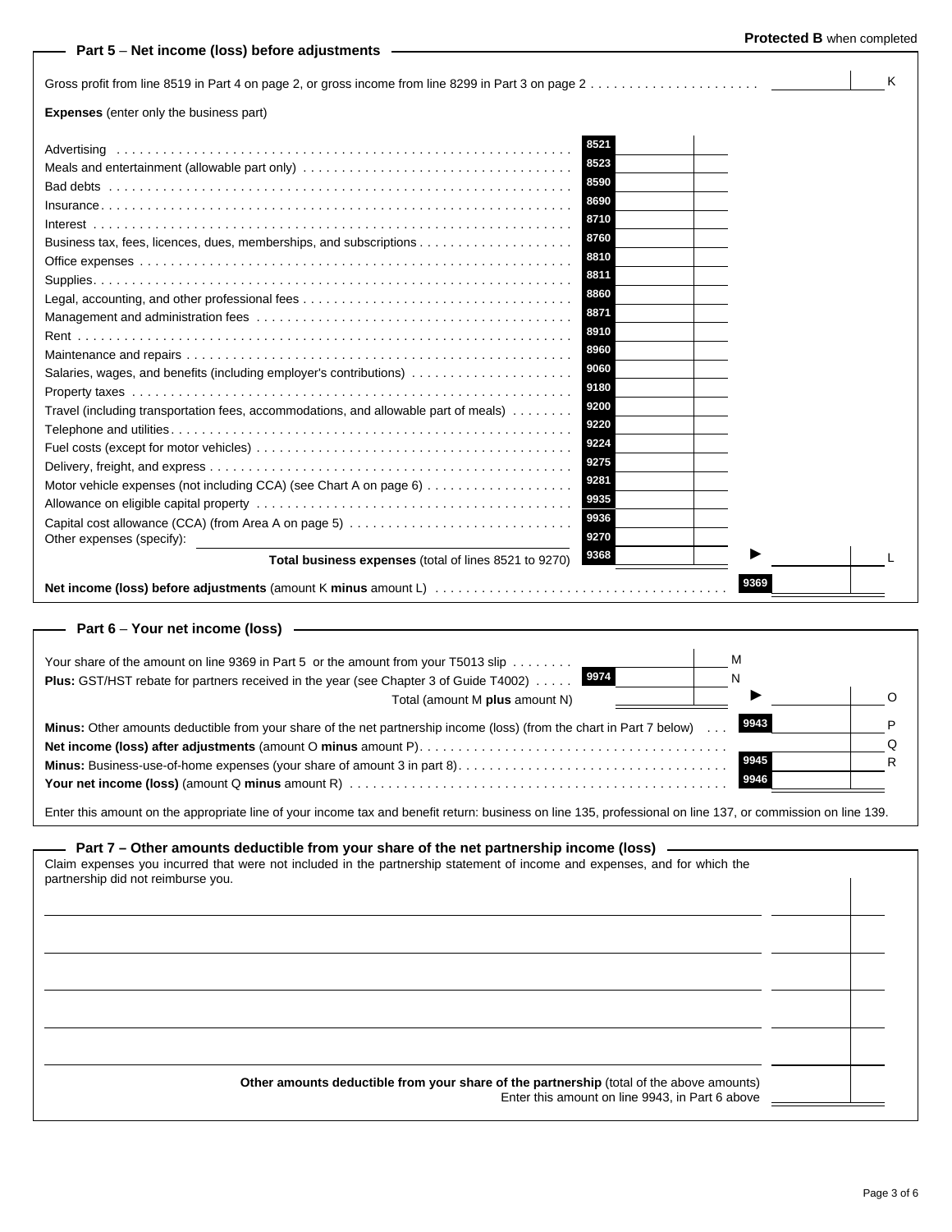Protected B when completed

## Part 5 – Net income (loss) before adjustments

Gross profit from line 8519 in Part 4 on page 2, or gross income from line 8299 in Part 3 on page 2 ...................... K

**Expenses** (enter only the business part)

| Expense | Line | Amount |
|---|---|---|
| Advertising | 8521 | |
| Meals and entertainment (allowable part only) | 8523 | |
| Bad debts | 8590 | |
| Insurance | 8690 | |
| Interest | 8710 | |
| Business tax, fees, licences, dues, memberships, and subscriptions | 8760 | |
| Office expenses | 8810 | |
| Supplies | 8811 | |
| Legal, accounting, and other professional fees | 8860 | |
| Management and administration fees | 8871 | |
| Rent | 8910 | |
| Maintenance and repairs | 8960 | |
| Salaries, wages, and benefits (including employer's contributions) | 9060 | |
| Property taxes | 9180 | |
| Travel (including transportation fees, accommodations, and allowable part of meals) | 9200 | |
| Telephone and utilities | 9220 | |
| Fuel costs (except for motor vehicles) | 9224 | |
| Delivery, freight, and express | 9275 | |
| Motor vehicle expenses (not including CCA) (see Chart A on page 6) | 9281 | |
| Allowance on eligible capital property | 9935 | |
| Capital cost allowance (CCA) (from Area A on page 5) | 9936 | |
| Other expenses (specify): | 9270 | |
| **Total business expenses** (total of lines 8521 to 9270) | 9368 | ► L |

**Net income (loss) before adjustments** (amount K **minus** amount L) ...................................... 9369

## Part 6 – Your net income (loss)

Your share of the amount on line 9369 in Part 5 or the amount from your T5013 slip ........ M

**Plus:** GST/HST rebate for partners received in the year (see Chapter 3 of Guide T4002) ..... 9974 N

Total (amount M **plus** amount N) ► O

**Minus:** Other amounts deductible from your share of the net partnership income (loss) (from the chart in Part 7 below) ... 9943 P

**Net income (loss) after adjustments** (amount O **minus** amount P) ........................................ Q

**Minus:** Business-use-of-home expenses (your share of amount 3 in part 8) .................................. 9945 R

**Your net income (loss)** (amount Q **minus** amount R) ................................................ 9946

Enter this amount on the appropriate line of your income tax and benefit return: business on line 135, professional on line 137, or commission on line 139.

## Part 7 – Other amounts deductible from your share of the net partnership income (loss)

Claim expenses you incurred that were not included in the partnership statement of income and expenses, and for which the partnership did not reimburse you.

| Description | Amount |
|---|---|
| | |
| | |
| | |
| | |
| | |
| **Other amounts deductible from your share of the partnership** (total of the above amounts) Enter this amount on line 9943, in Part 6 above | |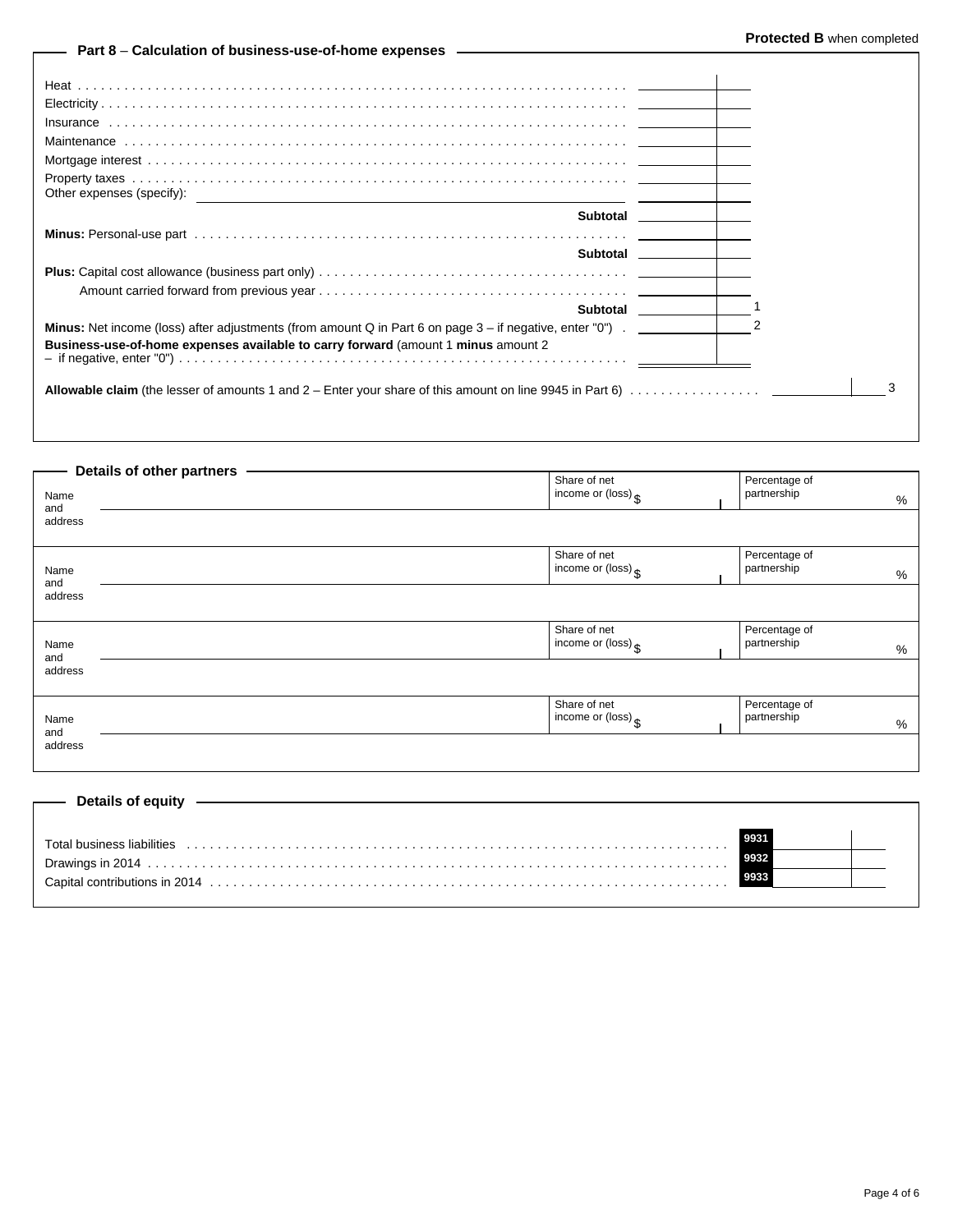**Protected B** when completed

## Part 8 – Calculation of business-use-of-home expenses

| | | |
|---|---|---|
| Heat | | |
| Electricity | | |
| Insurance | | |
| Maintenance | | |
| Mortgage interest | | |
| Property taxes | | |
| Other expenses (specify): | | |
| **Subtotal** | | |
| **Minus:** Personal-use part | | |
| **Subtotal** | | |
| **Plus:** Capital cost allowance (business part only) | | |
| Amount carried forward from previous year | | |
| **Subtotal** | | 1 |
| **Minus:** Net income (loss) after adjustments (from amount Q in Part 6 on page 3 – if negative, enter "0") | | 2 |
| **Business-use-of-home expenses available to carry forward** (amount 1 **minus** amount 2 – if negative, enter "0") | | |

**Allowable claim** (the lesser of amounts 1 and 2 – Enter your share of this amount on line 9945 in Part 6) ............ 3

## Details of other partners

| Name and address | Share of net income or (loss) $ | Percentage of partnership % |
|---|---|---|
| | | |
| | | |
| | | |
| | | |

## Details of equity

| | | |
|---|---|---|
| Total business liabilities | 9931 | |
| Drawings in 2014 | 9932 | |
| Capital contributions in 2014 | 9933 | |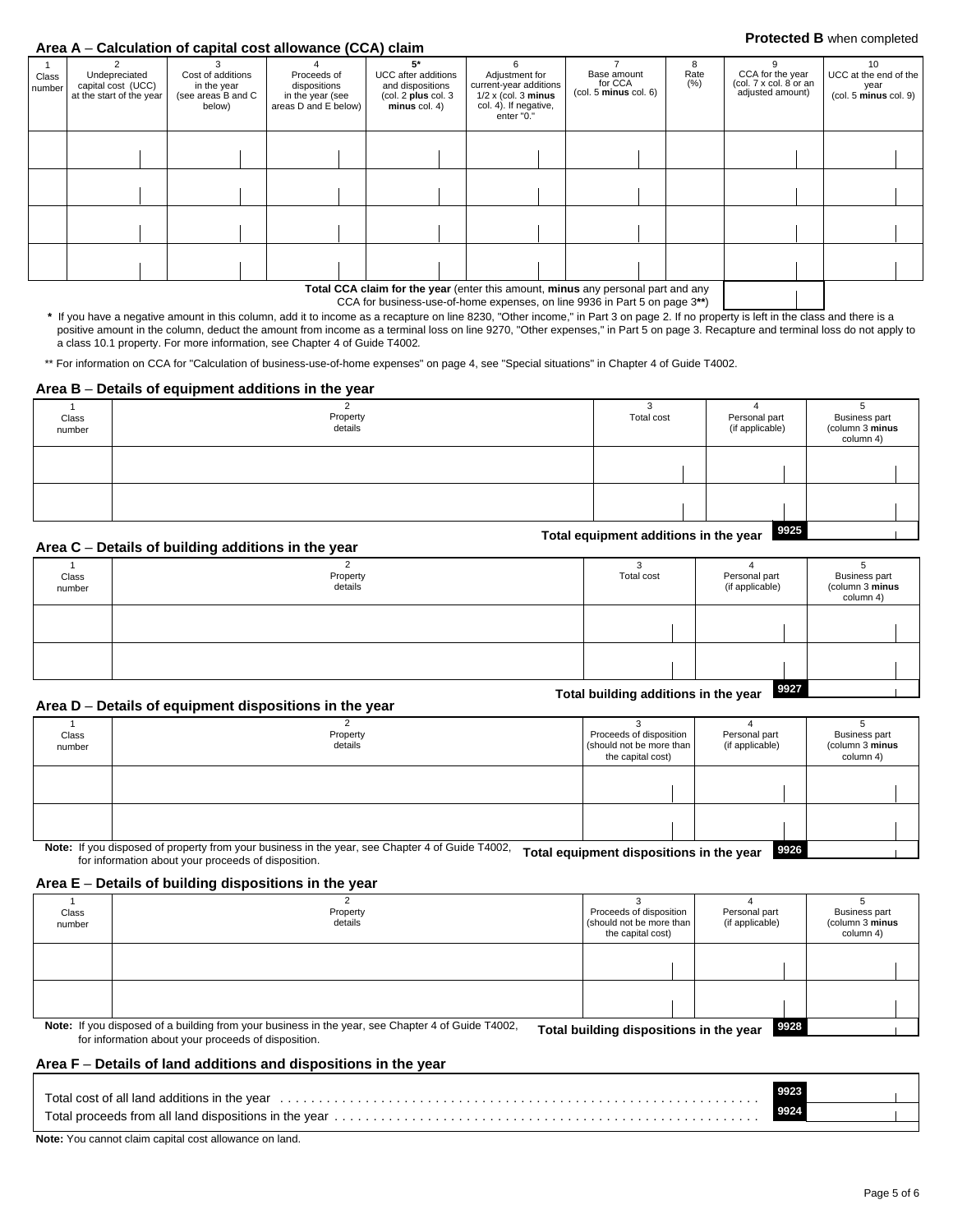**Protected B** when completed

## Area A – Calculation of capital cost allowance (CCA) claim

| 1 Class number | 2 Undepreciated capital cost (UCC) at the start of the year | 3 Cost of additions in the year (see areas B and C below) | 4 Proceeds of dispositions in the year (see areas D and E below) | 5* UCC after additions and dispositions (col. 2 **plus** col. 3 **minus** col. 4) | 6 Adjustment for current-year additions 1/2 x (col. 3 **minus** col. 4). If negative, enter "0." | 7 Base amount for CCA (col. 5 **minus** col. 6) | 8 Rate (%) | 9 CCA for the year (col. 7 x col. 8 or an adjusted amount) | 10 UCC at the end of the year (col. 5 **minus** col. 9) |
|---|---|---|---|---|---|---|---|---|---|
| | | | | | | | | | |
| | | | | | | | | | |
| | | | | | | | | | |
| | | | | | | | | | |

**Total CCA claim for the year** (enter this amount, **minus** any personal part and any CCA for business-use-of-home expenses, on line 9936 in Part 5 on page 3**)

\* If you have a negative amount in this column, add it to income as a recapture on line 8230, "Other income," in Part 3 on page 2. If no property is left in the class and there is a positive amount in the column, deduct the amount from income as a terminal loss on line 9270, "Other expenses," in Part 5 on page 3. Recapture and terminal loss do not apply to a class 10.1 property. For more information, see Chapter 4 of Guide T4002.

** For information on CCA for "Calculation of business-use-of-home expenses" on page 4, see "Special situations" in Chapter 4 of Guide T4002.

## Area B – Details of equipment additions in the year

| 1 Class number | 2 Property details | 3 Total cost | 4 Personal part (if applicable) | 5 Business part (column 3 **minus** column 4) |
|---|---|---|---|---|
| | | | | |
| | | | | |

**Total equipment additions in the year** 9925

## Area C – Details of building additions in the year

| 1 Class number | 2 Property details | 3 Total cost | 4 Personal part (if applicable) | 5 Business part (column 3 **minus** column 4) |
|---|---|---|---|---|
| | | | | |
| | | | | |

**Total building additions in the year** 9927

## Area D – Details of equipment dispositions in the year

| 1 Class number | 2 Property details | 3 Proceeds of disposition (should not be more than the capital cost) | 4 Personal part (if applicable) | 5 Business part (column 3 **minus** column 4) |
|---|---|---|---|---|
| | | | | |
| | | | | |

**Note:** If you disposed of property from your business in the year, see Chapter 4 of Guide T4002, for information about your proceeds of disposition.

**Total equipment dispositions in the year** 9926

## Area E – Details of building dispositions in the year

| 1 Class number | 2 Property details | 3 Proceeds of disposition (should not be more than the capital cost) | 4 Personal part (if applicable) | 5 Business part (column 3 **minus** column 4) |
|---|---|---|---|---|
| | | | | |
| | | | | |

**Note:** If you disposed of a building from your business in the year, see Chapter 4 of Guide T4002, for information about your proceeds of disposition.

**Total building dispositions in the year** 9928

## Area F – Details of land additions and dispositions in the year

Total cost of all land additions in the year . . . . . 9923

Total proceeds from all land dispositions in the year . . . . . 9924

**Note:** You cannot claim capital cost allowance on land.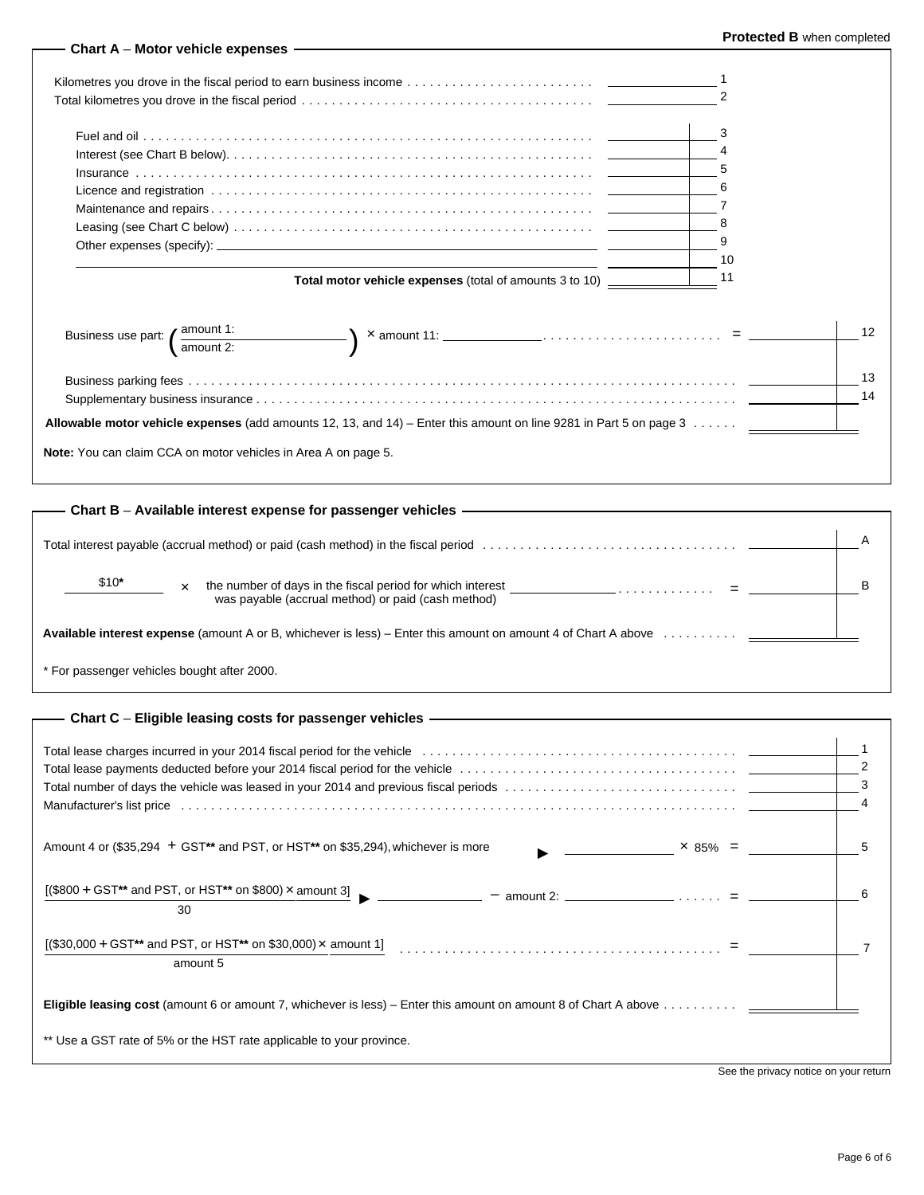**Protected B** when completed

## Chart A – Motor vehicle expenses

| | | |
|---|---|---|
| Kilometres you drove in the fiscal period to earn business income | | 1 |
| Total kilometres you drove in the fiscal period | | 2 |
| Fuel and oil | | 3 |
| Interest (see Chart B below) | | 4 |
| Insurance | | 5 |
| Licence and registration | | 6 |
| Maintenance and repairs | | 7 |
| Leasing (see Chart C below) | | 8 |
| Other expenses (specify): | | 9 |
| | | 10 |
| **Total motor vehicle expenses** (total of amounts 3 to 10) | | 11 |

Business use part: $\left(\frac{\text{amount 1:}}{\text{amount 2:}}\right)$ × amount 11: ______ = ______ 12

Business parking fees ______ 13

Supplementary business insurance ______ 14

**Allowable motor vehicle expenses** (add amounts 12, 13, and 14) – Enter this amount on line 9281 in Part 5 on page 3 ______

**Note:** You can claim CCA on motor vehicles in Area A on page 5.

## Chart B – Available interest expense for passenger vehicles

Total interest payable (accrual method) or paid (cash method) in the fiscal period ______ A

$10* × the number of days in the fiscal period for which interest was payable (accrual method) or paid (cash method) ______ = ______ B

**Available interest expense** (amount A or B, whichever is less) – Enter this amount on amount 4 of Chart A above ______

* For passenger vehicles bought after 2000.

## Chart C – Eligible leasing costs for passenger vehicles

Total lease charges incurred in your 2014 fiscal period for the vehicle ______ 1

Total lease payments deducted before your 2014 fiscal period for the vehicle ______ 2

Total number of days the vehicle was leased in your 2014 and previous fiscal periods ______ 3

Manufacturer's list price ______ 4

Amount 4 or ($35,294 + GST** and PST, or HST** on $35,294), whichever is more ► ______ × 85% = ______ 5

$\frac{[(\$800 + \text{GST** and PST, or HST** on }\$800) \times \text{amount 3}]}{30}$ ► ______ − amount 2: ______ = ______ 6

$\frac{[(\$30{,}000 + \text{GST** and PST, or HST** on }\$30{,}000) \times \text{amount 1}]}{\text{amount 5}}$ = ______ 7

**Eligible leasing cost** (amount 6 or amount 7, whichever is less) – Enter this amount on amount 8 of Chart A above ______

** Use a GST rate of 5% or the HST rate applicable to your province.

See the privacy notice on your return